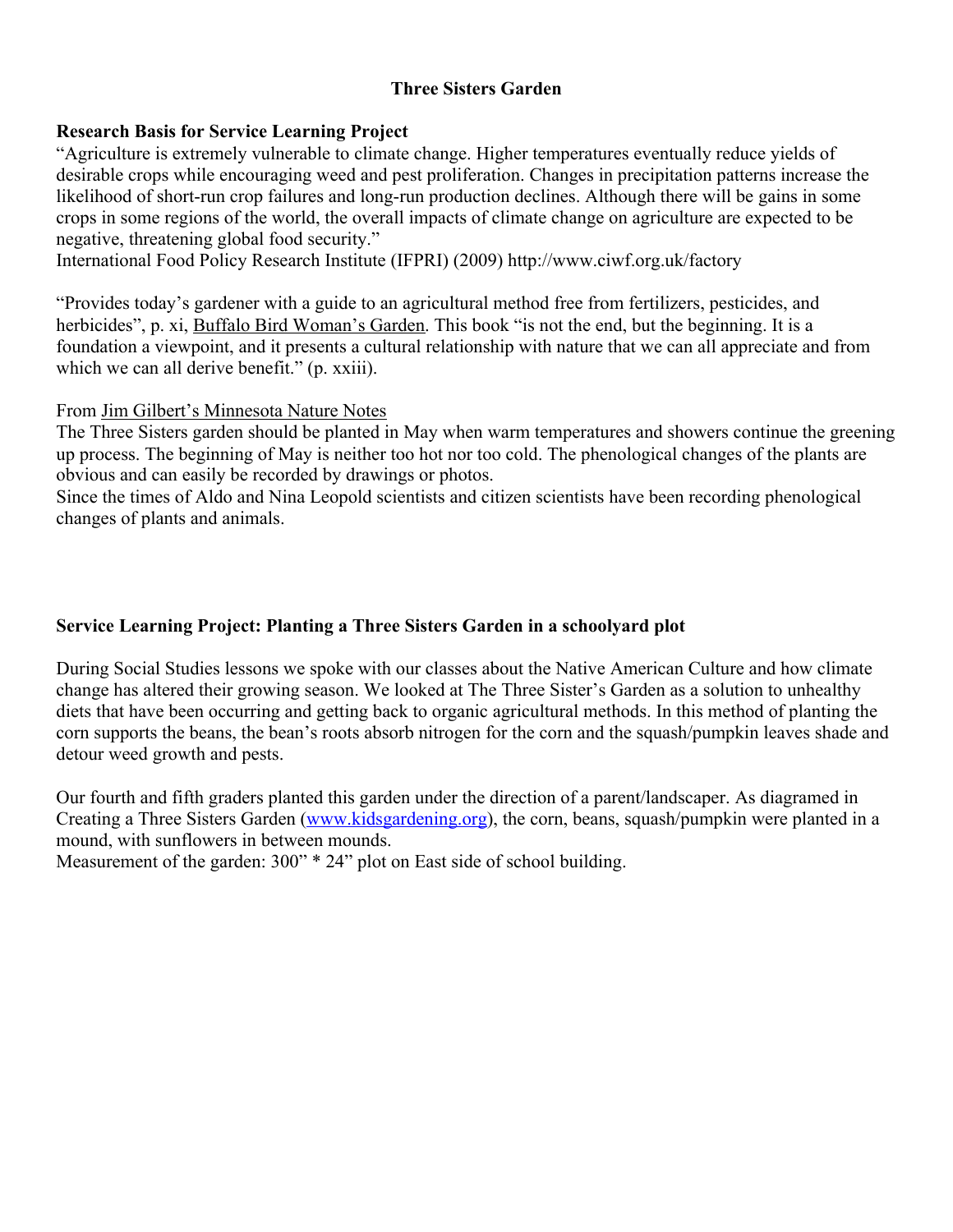# Three Sisters Garden

**Research Basis for Service Learning Project**

"Agriculture is extremely vulnerable to climate change. Higher temperatures eventually reduce yields of desirable crops while encouraging weed and pest proliferation. Changes in precipitation patterns increase the likelihood of short-run crop failures and long-run production declines. Although there will be gains in some crops in some regions of the world, the overall impacts of climate change on agriculture are expected to be negative, threatening global food security."
International Food Policy Research Institute (IFPRI) (2009) http://www.ciwf.org.uk/factory

"Provides today's gardener with a guide to an agricultural method free from fertilizers, pesticides, and herbicides", p. xi, Buffalo Bird Woman's Garden. This book "is not the end, but the beginning. It is a foundation a viewpoint, and it presents a cultural relationship with nature that we can all appreciate and from which we can all derive benefit." (p. xxiii).

From Jim Gilbert's Minnesota Nature Notes
The Three Sisters garden should be planted in May when warm temperatures and showers continue the greening up process. The beginning of May is neither too hot nor too cold. The phenological changes of the plants are obvious and can easily be recorded by drawings or photos.
Since the times of Aldo and Nina Leopold scientists and citizen scientists have been recording phenological changes of plants and animals.

**Service Learning Project: Planting a Three Sisters Garden in a schoolyard plot**

During Social Studies lessons we spoke with our classes about the Native American Culture and how climate change has altered their growing season. We looked at The Three Sister's Garden as a solution to unhealthy diets that have been occurring and getting back to organic agricultural methods. In this method of planting the corn supports the beans, the bean's roots absorb nitrogen for the corn and the squash/pumpkin leaves shade and detour weed growth and pests.

Our fourth and fifth graders planted this garden under the direction of a parent/landscaper. As diagramed in Creating a Three Sisters Garden (www.kidsgardening.org), the corn, beans, squash/pumpkin were planted in a mound, with sunflowers in between mounds.
Measurement of the garden: 300" * 24" plot on East side of school building.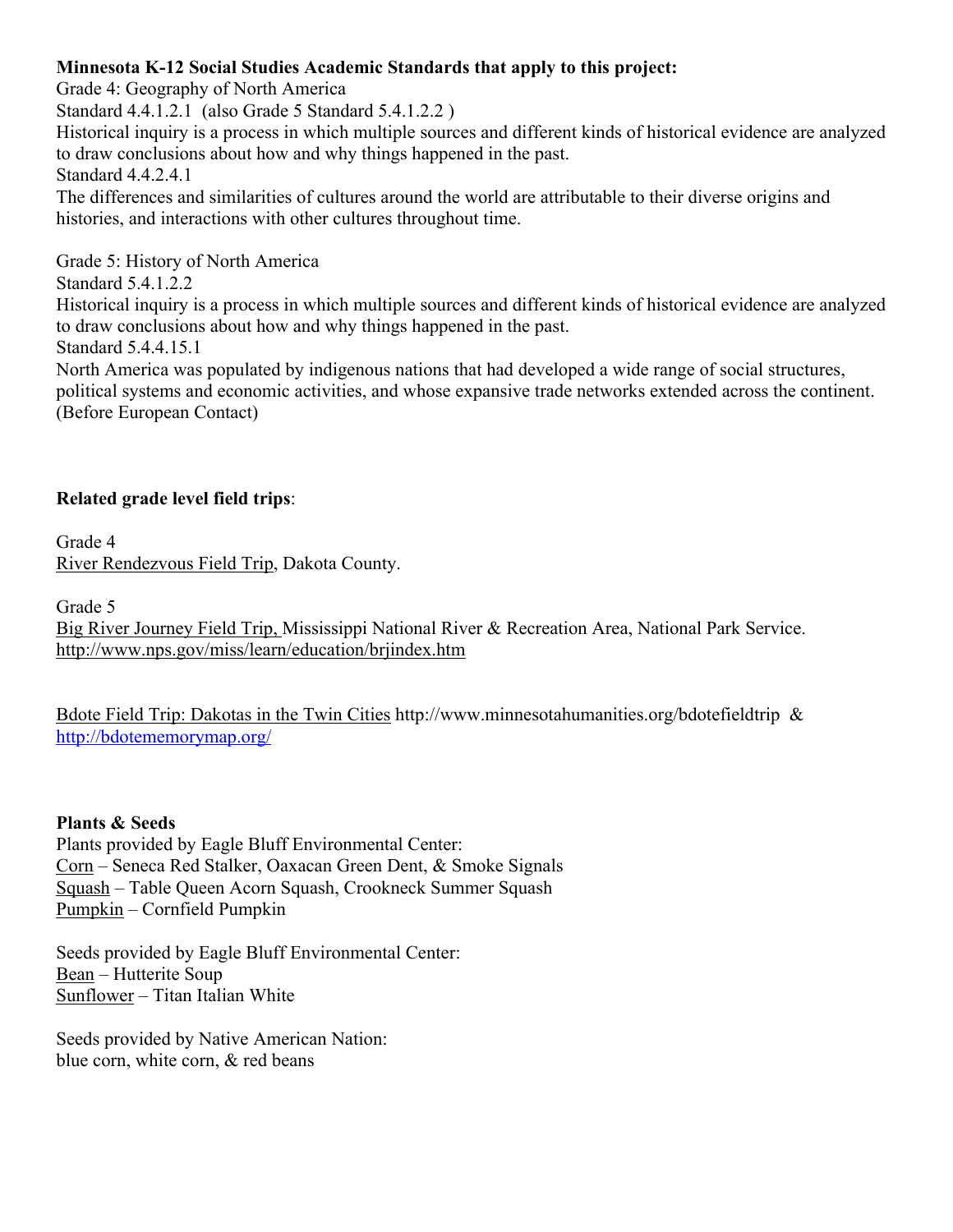**Minnesota K-12 Social Studies Academic Standards that apply to this project:**

Grade 4: Geography of North America

Standard 4.4.1.2.1 (also Grade 5 Standard 5.4.1.2.2 )

Historical inquiry is a process in which multiple sources and different kinds of historical evidence are analyzed to draw conclusions about how and why things happened in the past.

Standard 4.4.2.4.1

The differences and similarities of cultures around the world are attributable to their diverse origins and histories, and interactions with other cultures throughout time.

Grade 5: History of North America

Standard 5.4.1.2.2

Historical inquiry is a process in which multiple sources and different kinds of historical evidence are analyzed to draw conclusions about how and why things happened in the past.

Standard 5.4.4.15.1

North America was populated by indigenous nations that had developed a wide range of social structures, political systems and economic activities, and whose expansive trade networks extended across the continent. (Before European Contact)

**Related grade level field trips**:

Grade 4

River Rendezvous Field Trip, Dakota County.

Grade 5

Big River Journey Field Trip, Mississippi National River & Recreation Area, National Park Service. http://www.nps.gov/miss/learn/education/brjindex.htm

Bdote Field Trip: Dakotas in the Twin Cities http://www.minnesotahumanities.org/bdotefieldtrip & http://bdotememorymap.org/

**Plants & Seeds**

Plants provided by Eagle Bluff Environmental Center:

Corn – Seneca Red Stalker, Oaxacan Green Dent, & Smoke Signals

Squash – Table Queen Acorn Squash, Crookneck Summer Squash

Pumpkin – Cornfield Pumpkin

Seeds provided by Eagle Bluff Environmental Center:

Bean – Hutterite Soup

Sunflower – Titan Italian White

Seeds provided by Native American Nation:

blue corn, white corn, & red beans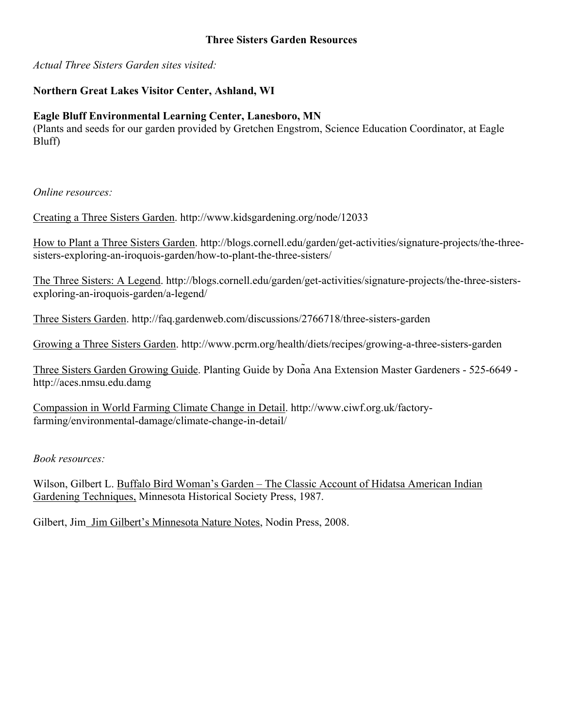# Three Sisters Garden Resources

*Actual Three Sisters Garden sites visited:*

**Northern Great Lakes Visitor Center, Ashland, WI**

**Eagle Bluff Environmental Learning Center, Lanesboro, MN**
(Plants and seeds for our garden provided by Gretchen Engstrom, Science Education Coordinator, at Eagle Bluff)

*Online resources:*

Creating a Three Sisters Garden. http://www.kidsgardening.org/node/12033

How to Plant a Three Sisters Garden. http://blogs.cornell.edu/garden/get-activities/signature-projects/the-three-sisters-exploring-an-iroquois-garden/how-to-plant-the-three-sisters/

The Three Sisters: A Legend. http://blogs.cornell.edu/garden/get-activities/signature-projects/the-three-sisters-exploring-an-iroquois-garden/a-legend/

Three Sisters Garden. http://faq.gardenweb.com/discussions/2766718/three-sisters-garden

Growing a Three Sisters Garden. http://www.pcrm.org/health/diets/recipes/growing-a-three-sisters-garden

Three Sisters Garden Growing Guide. Planting Guide by Doña Ana Extension Master Gardeners - 525-6649 - http://aces.nmsu.edu.damg

Compassion in World Farming Climate Change in Detail. http://www.ciwf.org.uk/factory-farming/environmental-damage/climate-change-in-detail/

*Book resources:*

Wilson, Gilbert L. Buffalo Bird Woman's Garden – The Classic Account of Hidatsa American Indian Gardening Techniques, Minnesota Historical Society Press, 1987.

Gilbert, Jim Jim Gilbert's Minnesota Nature Notes, Nodin Press, 2008.